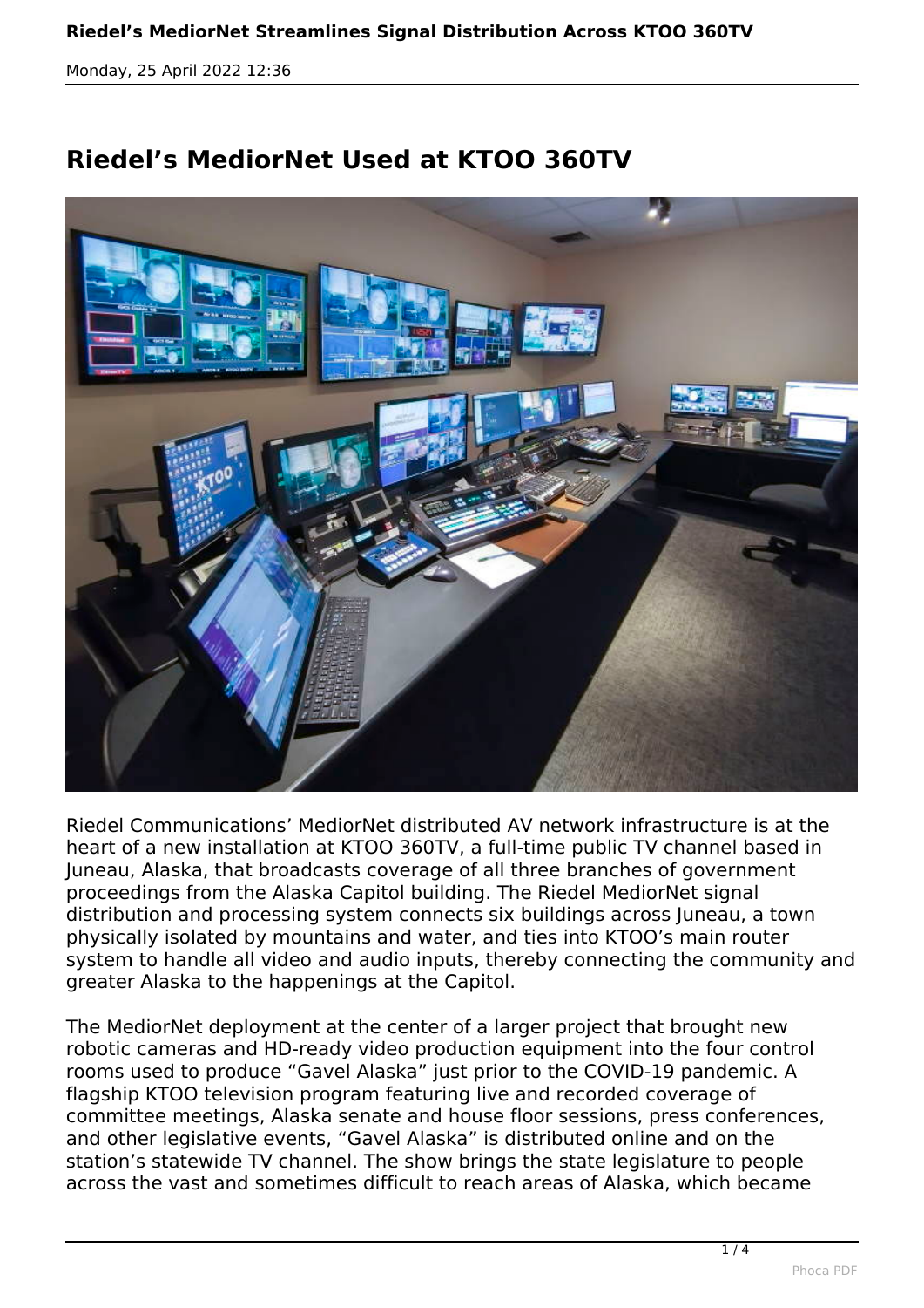# Riedel's MediorNet Used at KTOO 360TV

Riedel Communications' MediorNet distributed AV network infrastructure is at the heart of a new installation at KTOO 360TV, a full-time public TV channel based in Juneau, Alaska, that broadcasts coverage of all three branches of government proceedings from the Alaska Capitol building. The Riedel MediorNet signal distribution and processing system connects six buildings across Juneau, a town physically isolated by mountains and water, and ties into KTOO's main router system to handle all video and audio inputs, thereby connecting the community and greater Alaska to the happenings at the Capitol.

The MediorNet deployment at the center of a larger project that brought new robotic cameras and HD-ready video production equipment into the four control rooms used to produce "Gavel Alaska" just prior to the COVID-19 pandemic. A flagship KTOO television program featuring live and recorded coverage of committee meetings, Alaska senate and house floor sessions, press conferences, and other legislative events, "Gavel Alaska" is distributed online and on the station's statewide TV channel. The show brings the state legislature to people across the vast and sometimes difficult to reach areas of Alaska, which became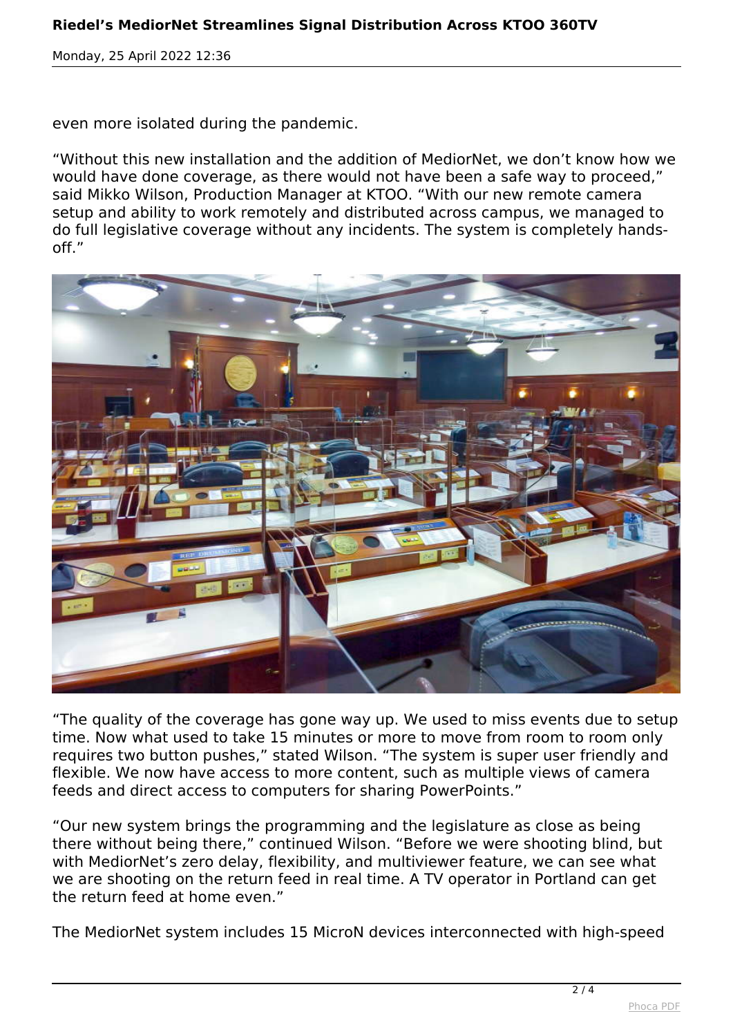even more isolated during the pandemic.

“Without this new installation and the addition of MediorNet, we don’t know how we would have done coverage, as there would not have been a safe way to proceed,” said Mikko Wilson, Production Manager at KTOO. “With our new remote camera setup and ability to work remotely and distributed across campus, we managed to do full legislative coverage without any incidents. The system is completely hands-off.”

“The quality of the coverage has gone way up. We used to miss events due to setup time. Now what used to take 15 minutes or more to move from room to room only requires two button pushes,” stated Wilson. “The system is super user friendly and flexible. We now have access to more content, such as multiple views of camera feeds and direct access to computers for sharing PowerPoints.”

“Our new system brings the programming and the legislature as close as being there without being there,” continued Wilson. “Before we were shooting blind, but with MediorNet’s zero delay, flexibility, and multiviewer feature, we can see what we are shooting on the return feed in real time. A TV operator in Portland can get the return feed at home even.”

The MediorNet system includes 15 MicroN devices interconnected with high-speed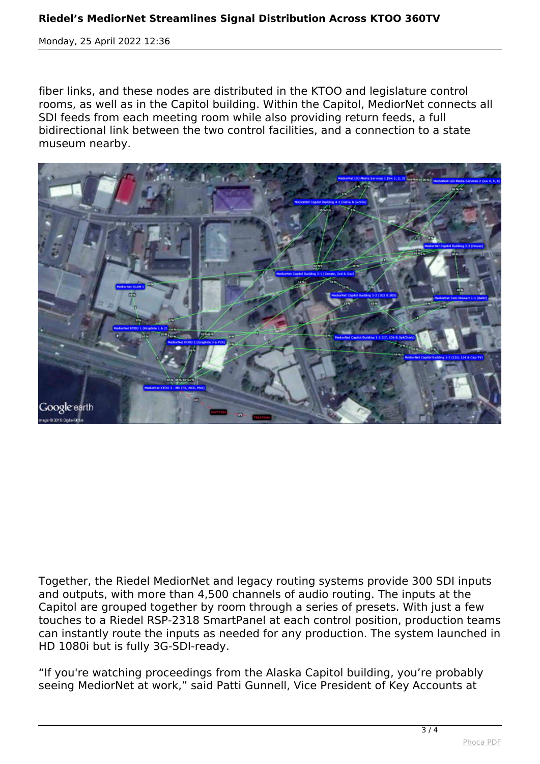fiber links, and these nodes are distributed in the KTOO and legislature control rooms, as well as in the Capitol building. Within the Capitol, MediorNet connects all SDI feeds from each meeting room while also providing return feeds, a full bidirectional link between the two control facilities, and a connection to a state museum nearby.

Together, the Riedel MediorNet and legacy routing systems provide 300 SDI inputs and outputs, with more than 4,500 channels of audio routing. The inputs at the Capitol are grouped together by room through a series of presets. With just a few touches to a Riedel RSP-2318 SmartPanel at each control position, production teams can instantly route the inputs as needed for any production. The system launched in HD 1080i but is fully 3G-SDI-ready.

“If you're watching proceedings from the Alaska Capitol building, you’re probably seeing MediorNet at work,” said Patti Gunnell, Vice President of Key Accounts at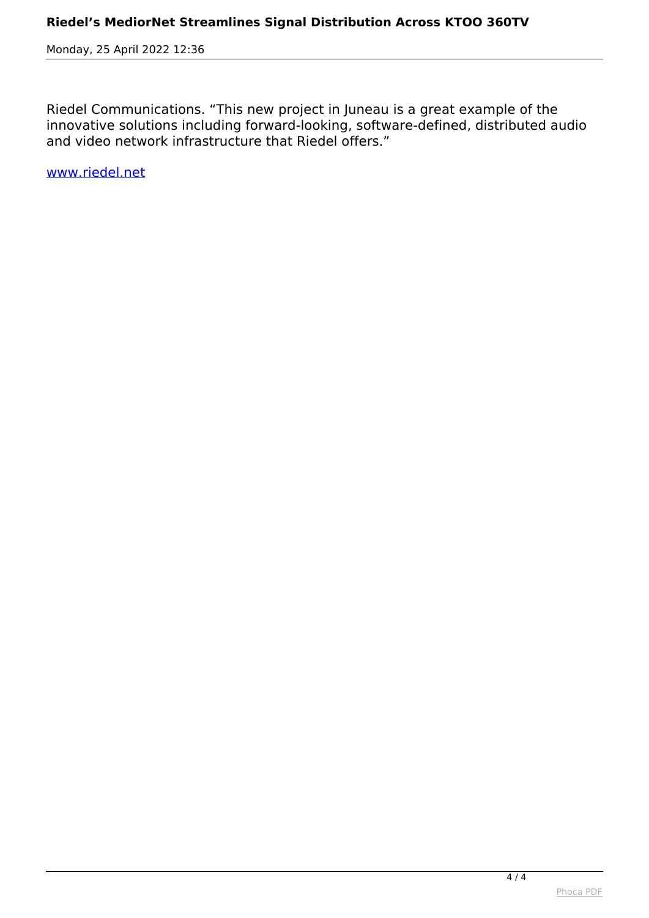Riedel Communications. “This new project in Juneau is a great example of the innovative solutions including forward-looking, software-defined, distributed audio and video network infrastructure that Riedel offers.”

[www.riedel.net](http://www.riedel.net)